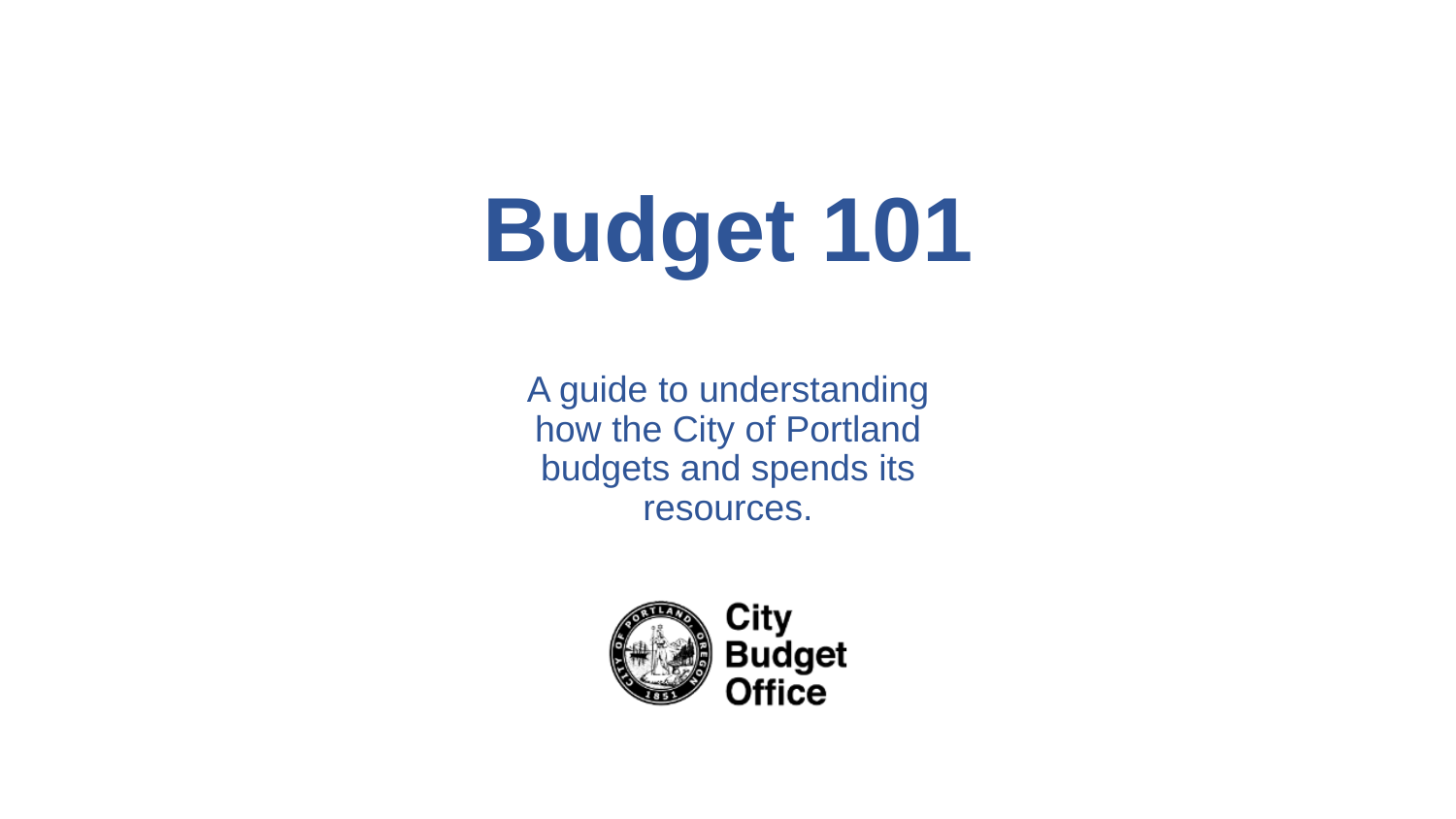# Budget 101

A guide to understanding how the City of Portland budgets and spends its resources.

City Budget Office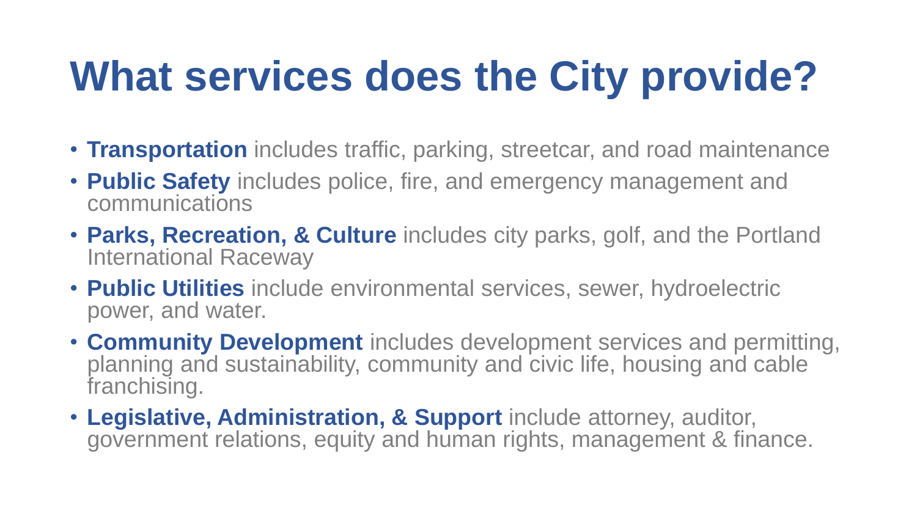# What services does the City provide?

- **Transportation** includes traffic, parking, streetcar, and road maintenance
- **Public Safety** includes police, fire, and emergency management and communications
- **Parks, Recreation, & Culture** includes city parks, golf, and the Portland International Raceway
- **Public Utilities** include environmental services, sewer, hydroelectric power, and water.
- **Community Development** includes development services and permitting, planning and sustainability, community and civic life, housing and cable franchising.
- **Legislative, Administration, & Support** include attorney, auditor, government relations, equity and human rights, management & finance.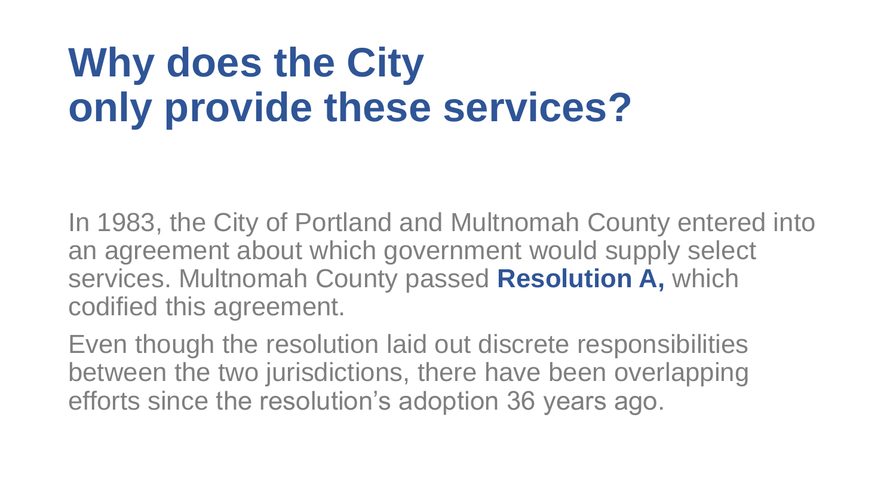# Why does the City only provide these services?

In 1983, the City of Portland and Multnomah County entered into an agreement about which government would supply select services. Multnomah County passed **Resolution A,** which codified this agreement.

Even though the resolution laid out discrete responsibilities between the two jurisdictions, there have been overlapping efforts since the resolution's adoption 36 years ago.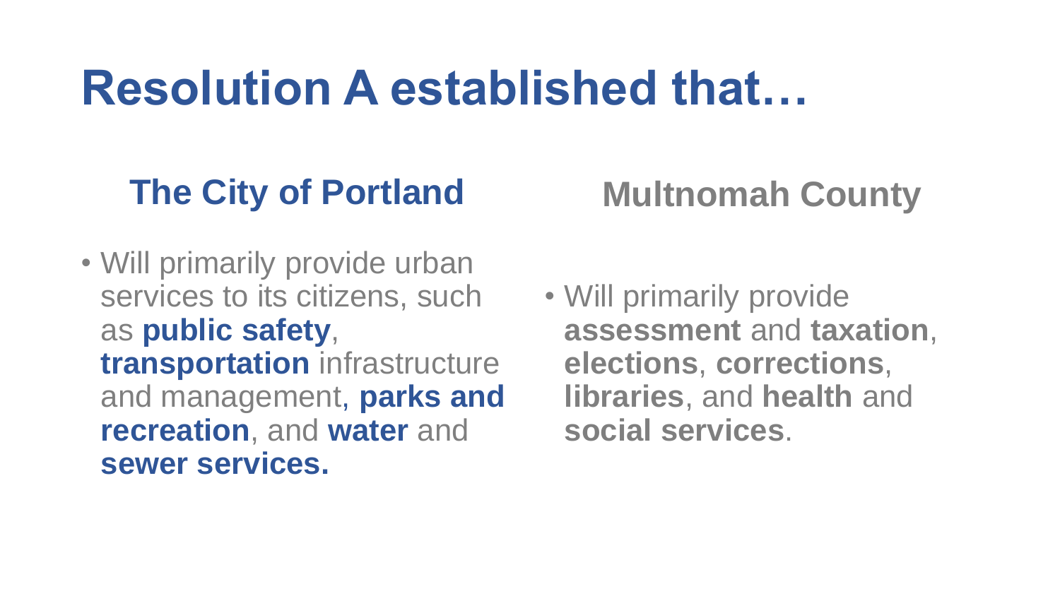# Resolution A established that…

## The City of Portland

- Will primarily provide urban services to its citizens, such as **public safety**, **transportation** infrastructure and management, **parks and recreation**, and **water** and **sewer services.**

## Multnomah County

- Will primarily provide **assessment** and **taxation**, **elections**, **corrections**, **libraries**, and **health** and **social services**.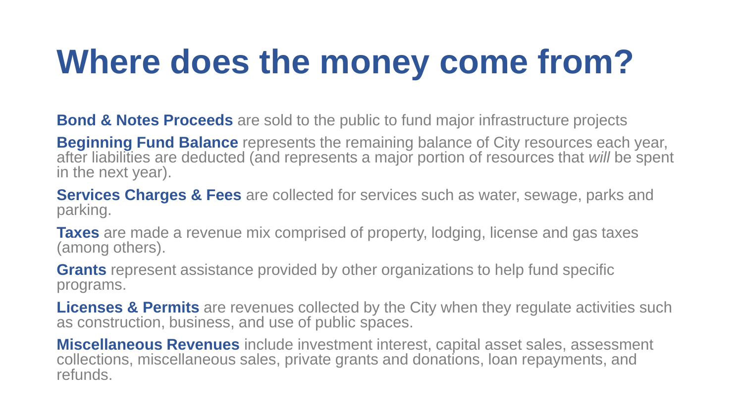# Where does the money come from?

**Bond & Notes Proceeds** are sold to the public to fund major infrastructure projects

**Beginning Fund Balance** represents the remaining balance of City resources each year, after liabilities are deducted (and represents a major portion of resources that *will* be spent in the next year).

**Services Charges & Fees** are collected for services such as water, sewage, parks and parking.

**Taxes** are made a revenue mix comprised of property, lodging, license and gas taxes (among others).

**Grants** represent assistance provided by other organizations to help fund specific programs.

**Licenses & Permits** are revenues collected by the City when they regulate activities such as construction, business, and use of public spaces.

**Miscellaneous Revenues** include investment interest, capital asset sales, assessment collections, miscellaneous sales, private grants and donations, loan repayments, and refunds.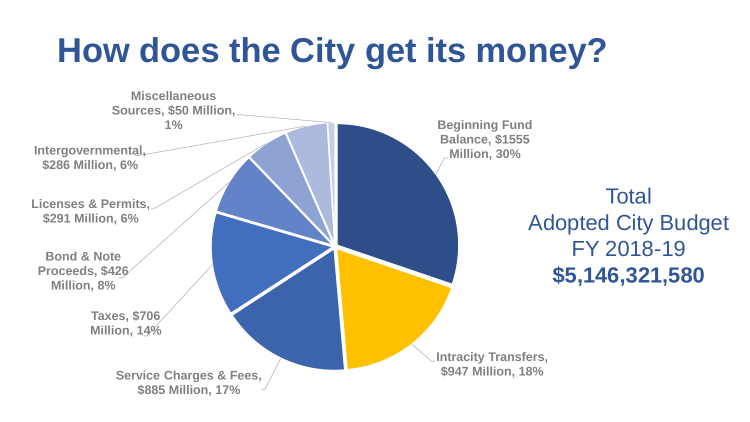# How does the City get its money?

- Beginning Fund Balance, $1555 Million, 30%
- Intracity Transfers, $947 Million, 18%
- Service Charges & Fees, $885 Million, 17%
- Taxes, $706 Million, 14%
- Bond & Note Proceeds, $426 Million, 8%
- Licenses & Permits, $291 Million, 6%
- Intergovernmental, $286 Million, 6%
- Miscellaneous Sources, $50 Million, 1%

Total
Adopted City Budget
FY 2018-19
**$5,146,321,580**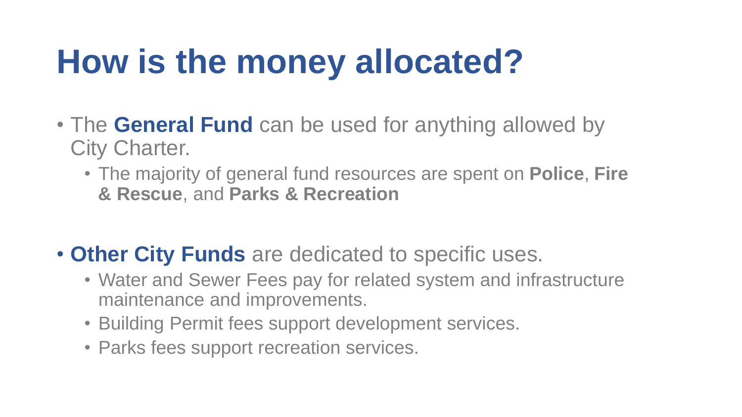# How is the money allocated?

- The **General Fund** can be used for anything allowed by City Charter.
  - The majority of general fund resources are spent on **Police**, **Fire & Rescue**, and **Parks & Recreation**

- **Other City Funds** are dedicated to specific uses.
  - Water and Sewer Fees pay for related system and infrastructure maintenance and improvements.
  - Building Permit fees support development services.
  - Parks fees support recreation services.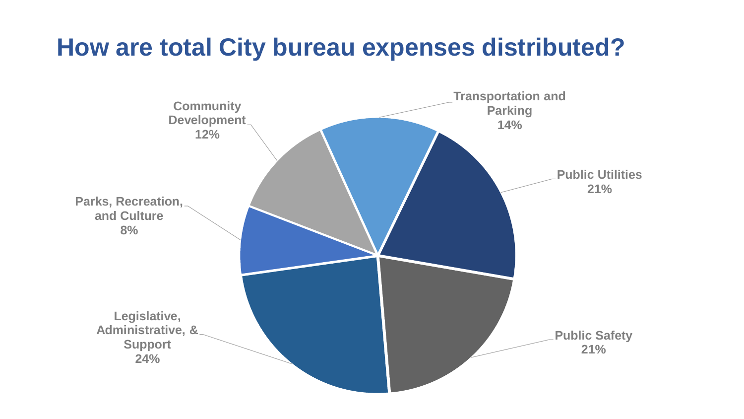# How are total City bureau expenses distributed?

Transportation and Parking 14%

Public Utilities 21%

Public Safety 21%

Legislative, Administrative, & Support 24%

Parks, Recreation, and Culture 8%

Community Development 12%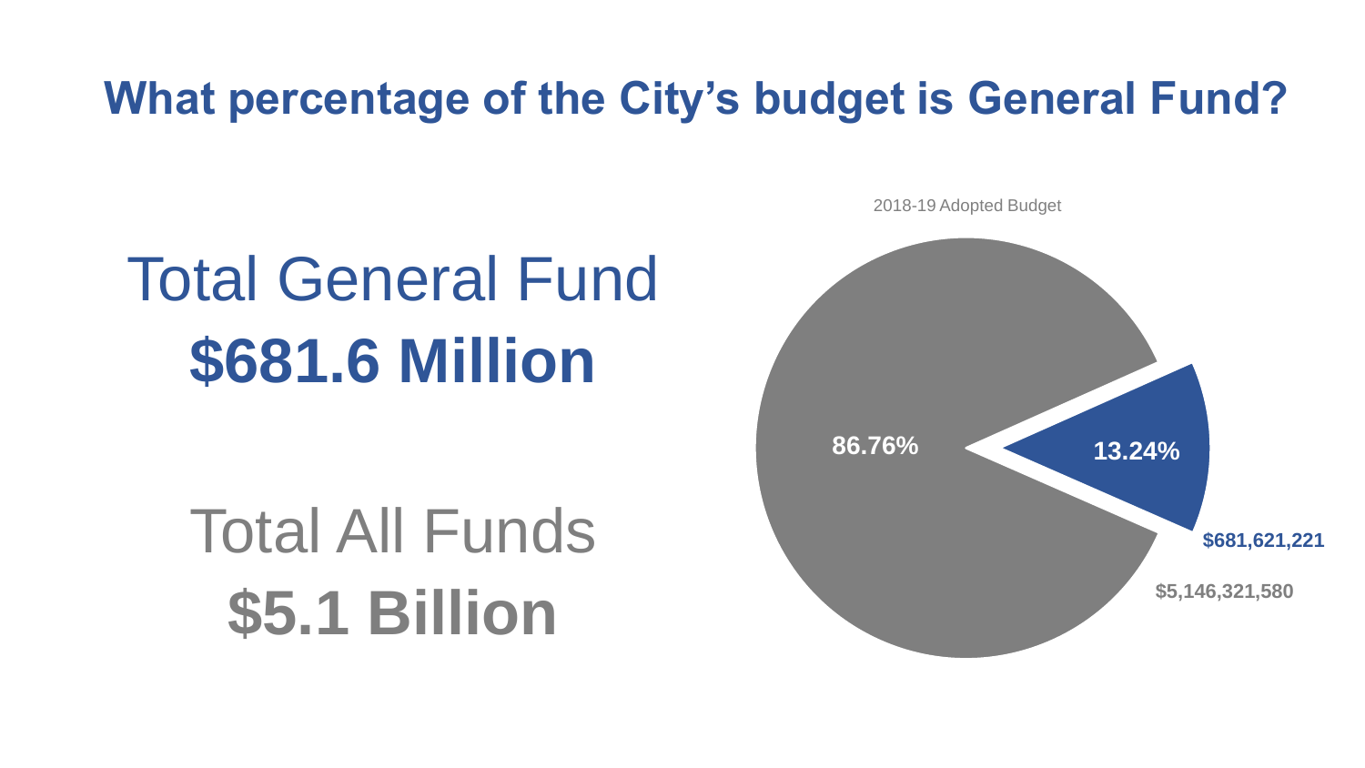# What percentage of the City's budget is General Fund?

Total General Fund
**$681.6 Million**

Total All Funds
**$5.1 Billion**

2018-19 Adopted Budget

**86.76%**

**13.24%**

**$681,621,221**

**$5,146,321,580**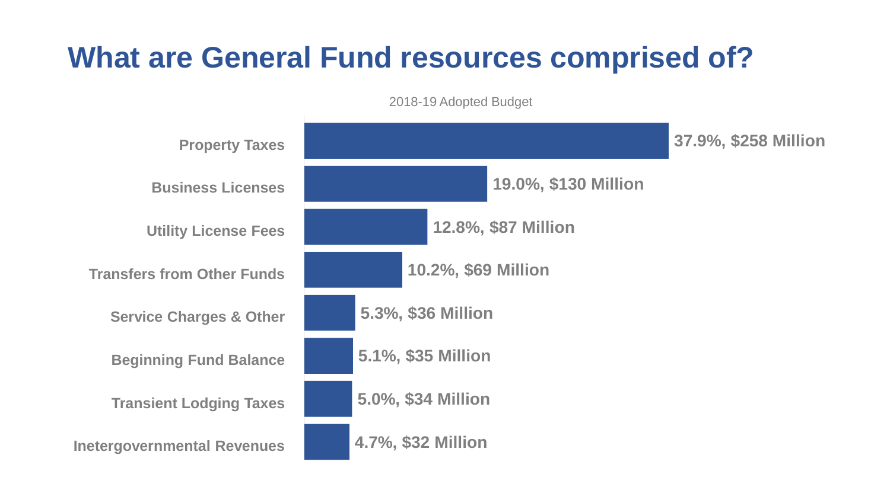# What are General Fund resources comprised of?

2018-19 Adopted Budget

| Category | Share, Amount |
| --- | --- |
| Property Taxes | 37.9%, $258 Million |
| Business Licenses | 19.0%, $130 Million |
| Utility License Fees | 12.8%, $87 Million |
| Transfers from Other Funds | 10.2%, $69 Million |
| Service Charges & Other | 5.3%, $36 Million |
| Beginning Fund Balance | 5.1%, $35 Million |
| Transient Lodging Taxes | 5.0%, $34 Million |
| Inetergovernmental Revenues | 4.7%, $32 Million |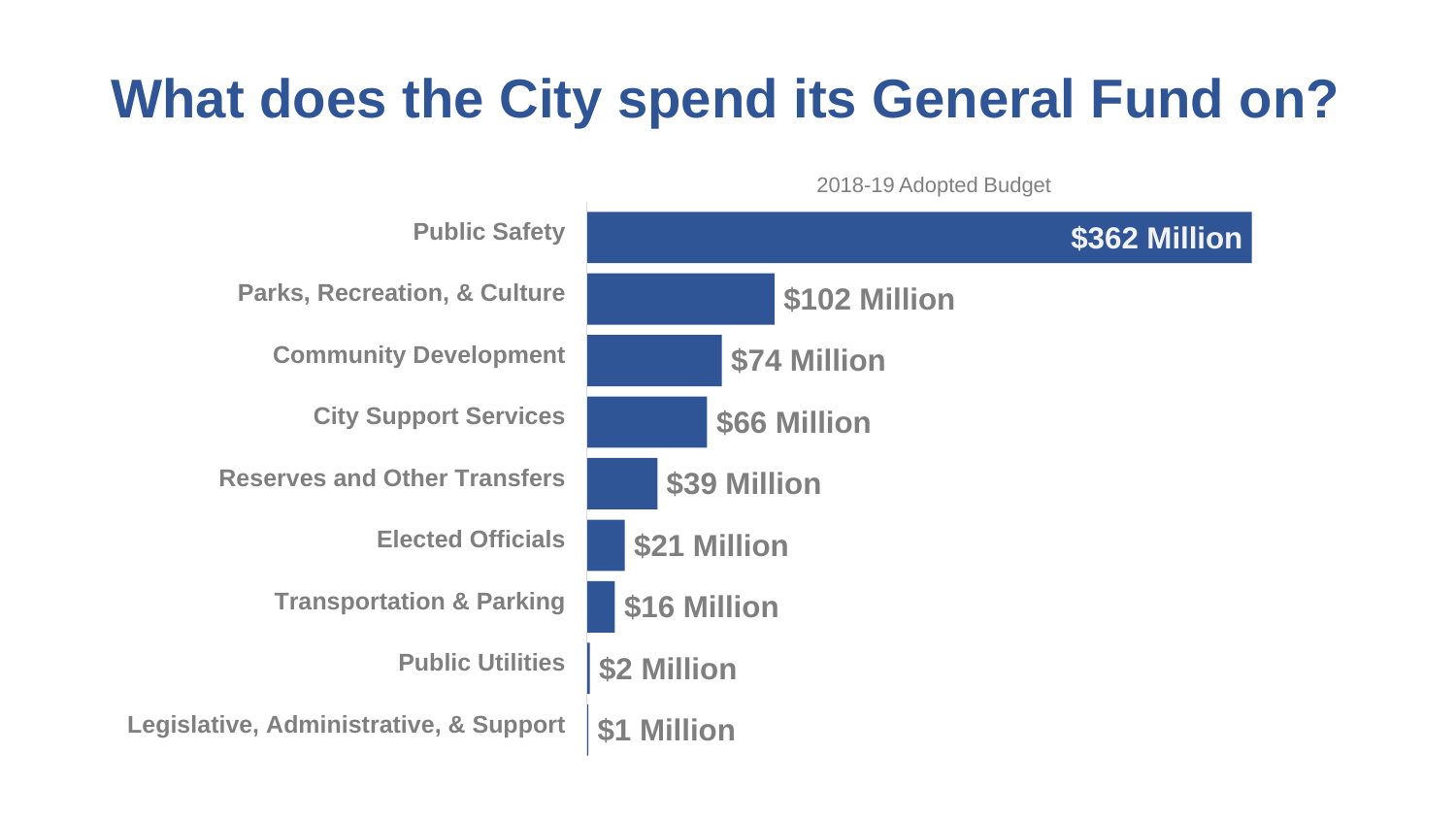# What does the City spend its General Fund on?

2018-19 Adopted Budget

| Category | Amount |
| --- | --- |
| Public Safety | $362 Million |
| Parks, Recreation, & Culture | $102 Million |
| Community Development | $74 Million |
| City Support Services | $66 Million |
| Reserves and Other Transfers | $39 Million |
| Elected Officials | $21 Million |
| Transportation & Parking | $16 Million |
| Public Utilities | $2 Million |
| Legislative, Administrative, & Support | $1 Million |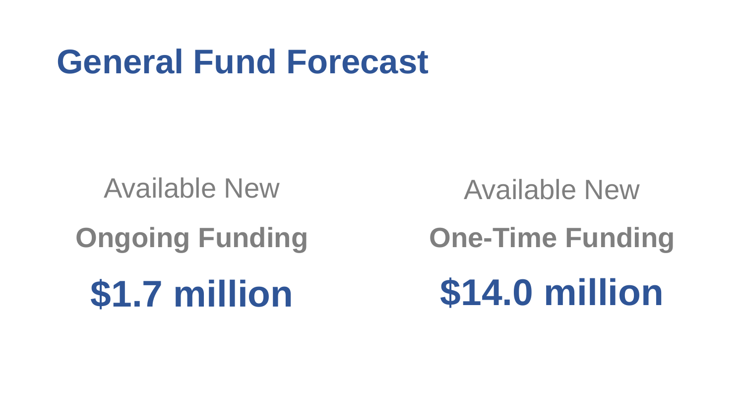# General Fund Forecast

Available New

**Ongoing Funding**

**$1.7 million**

Available New

**One-Time Funding**

**$14.0 million**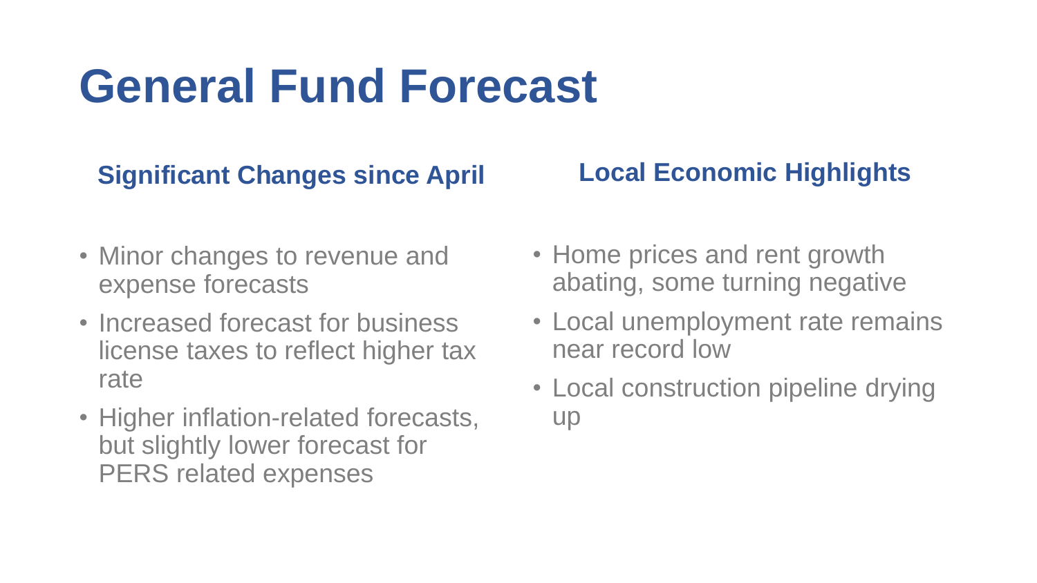# General Fund Forecast

## Significant Changes since April

- Minor changes to revenue and expense forecasts
- Increased forecast for business license taxes to reflect higher tax rate
- Higher inflation-related forecasts, but slightly lower forecast for PERS related expenses

## Local Economic Highlights

- Home prices and rent growth abating, some turning negative
- Local unemployment rate remains near record low
- Local construction pipeline drying up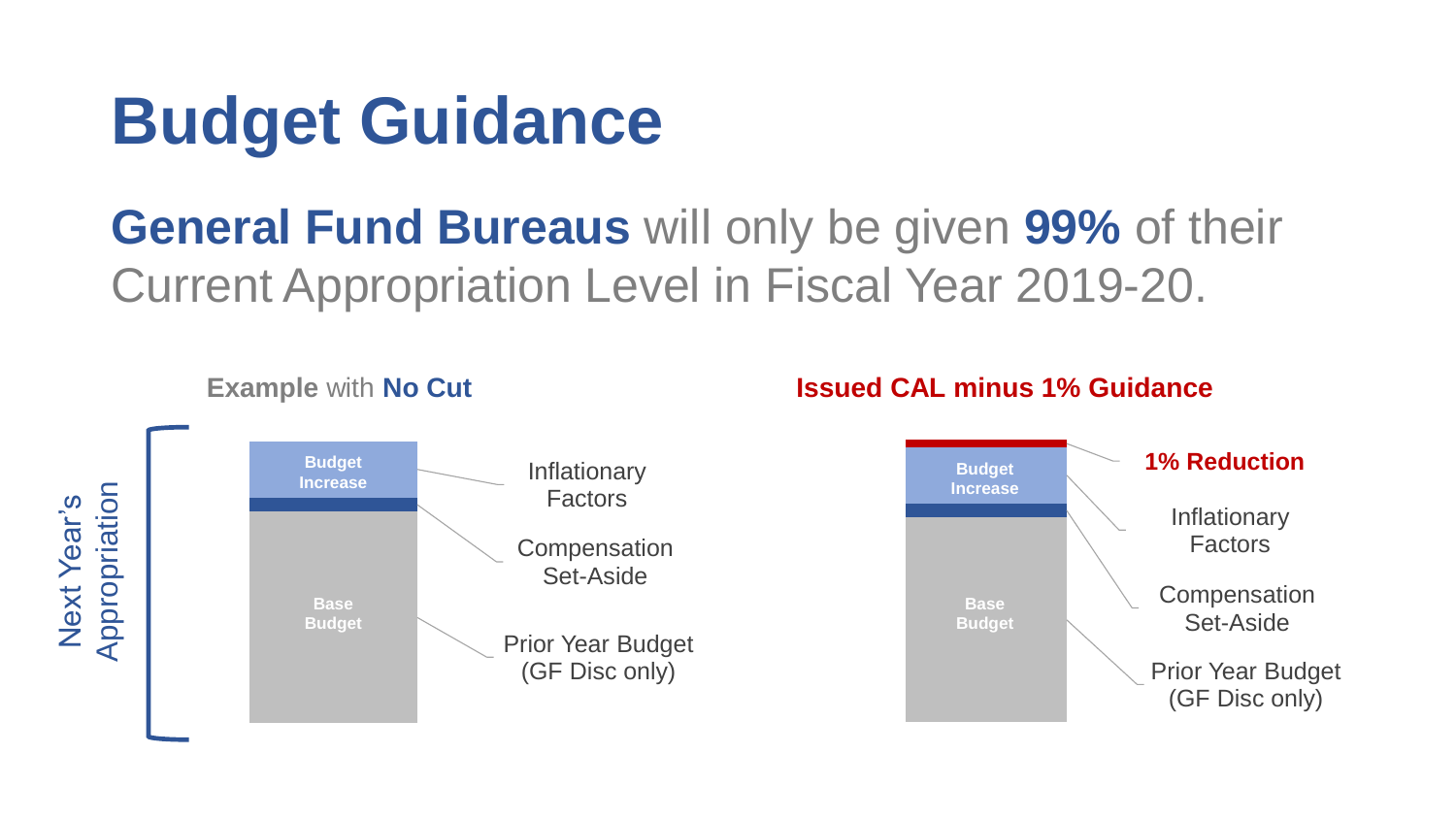# Budget Guidance

**General Fund Bureaus** will only be given **99%** of their Current Appropriation Level in Fiscal Year 2019-20.

**Example** with **No Cut**

Next Year's Appropriation

- Budget Increase — Inflationary Factors
- Compensation Set-Aside
- Base Budget — Prior Year Budget (GF Disc only)

**Issued CAL minus 1% Guidance**

- **1% Reduction**
- Budget Increase — Inflationary Factors
- Compensation Set-Aside
- Base Budget — Prior Year Budget (GF Disc only)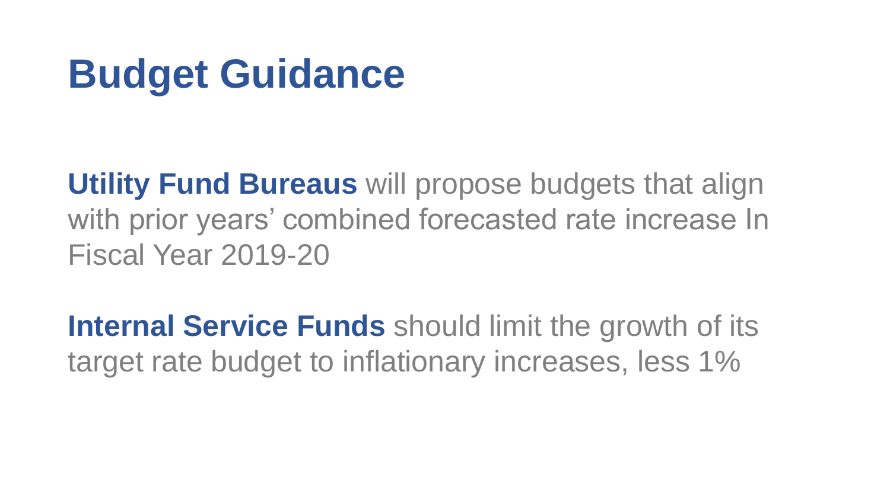# Budget Guidance

**Utility Fund Bureaus** will propose budgets that align with prior years' combined forecasted rate increase In Fiscal Year 2019-20

**Internal Service Funds** should limit the growth of its target rate budget to inflationary increases, less 1%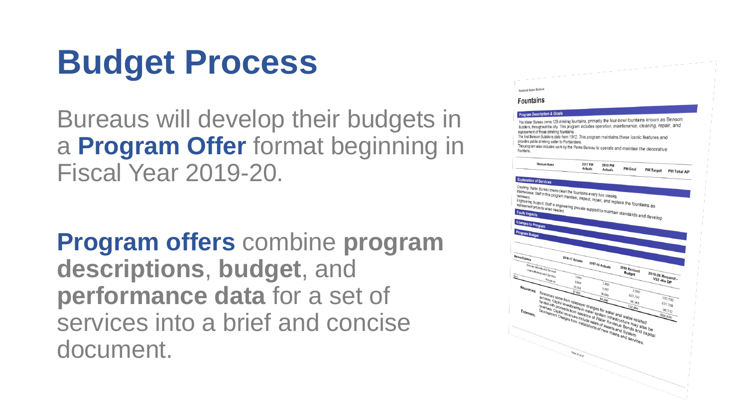# Budget Process

Bureaus will develop their budgets in a **Program Offer** format beginning in Fiscal Year 2019-20.

**Program offers** combine **program descriptions**, **budget**, and **performance data** for a set of services into a brief and concise document.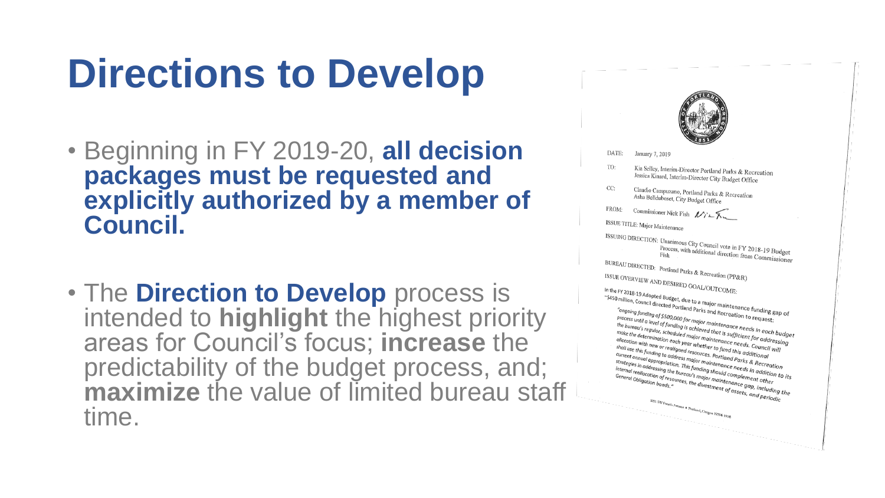# Directions to Develop

- Beginning in FY 2019-20, **all decision packages must be requested and explicitly authorized by a member of Council.**
- The **Direction to Develop** process is intended to **highlight** the highest priority areas for Council's focus; **increase** the predictability of the budget process, and; **maximize** the value of limited bureau staff time.

DATE: January 7, 2019

TO: Kia Selley, Interim-Director Portland Parks & Recreation
Jessica Kinard, Interim-Director City Budget Office

CC: Claudio Campuzano, Portland Parks & Recreation
Asha Bellduboset, City Budget Office

FROM: Commissioner Nick Fish

ISSUE TITLE: Major Maintenance

ISSUING DIRECTION: Unanimous City Council vote in FY 2018-19 Budget Process, with additional direction from Commissioner Fish

BUREAU DIRECTED: Portland Parks & Recreation (PP&R)

ISSUE OVERVIEW AND DESIRED GOAL/OUTCOME:

In the FY 2018-19 Adopted Budget, due to a major maintenance funding gap of ~$450 million, Council directed Portland Parks and Recreation to request:

*"ongoing funding of $500,000 for major maintenance needs in each budget process until a level of funding is achieved that is sufficient for addressing the bureau's regular, scheduled major maintenance needs. Council will make the determination each year whether to fund this additional allocation with new or realigned resources. Portland Parks & Recreation shall use this funding to address major maintenance needs in addition to its current annual appropriation. This funding should complement other strategies in addressing the bureau's major maintenance gap, including the internal reallocation of resources, the divestment of assets, and periodic General Obligation bonds."*

1221 SW Fourth Avenue • Portland, Oregon 97204-1998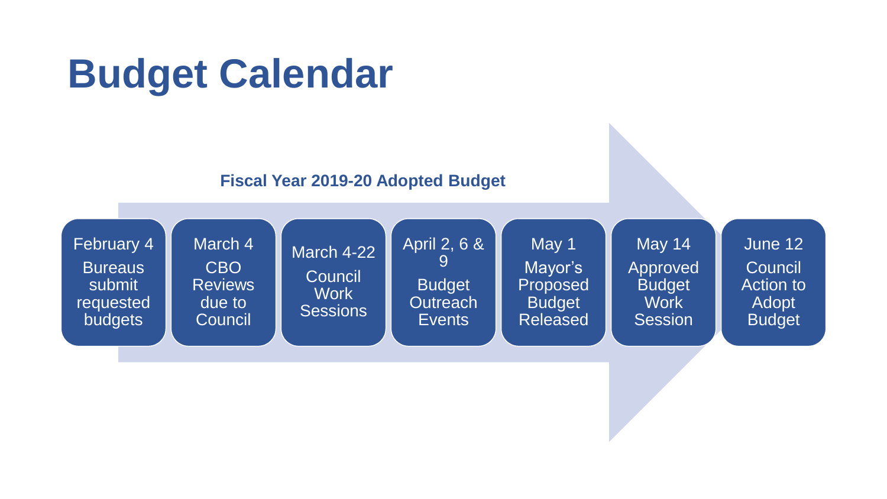# Budget Calendar

**Fiscal Year 2019-20 Adopted Budget**

- **February 4** — Bureaus submit requested budgets
- **March 4** — CBO Reviews due to Council
- **March 4-22** — Council Work Sessions
- **April 2, 6 & 9** — Budget Outreach Events
- **May 1** — Mayor's Proposed Budget Released
- **May 14** — Approved Budget Work Session
- **June 12** — Council Action to Adopt Budget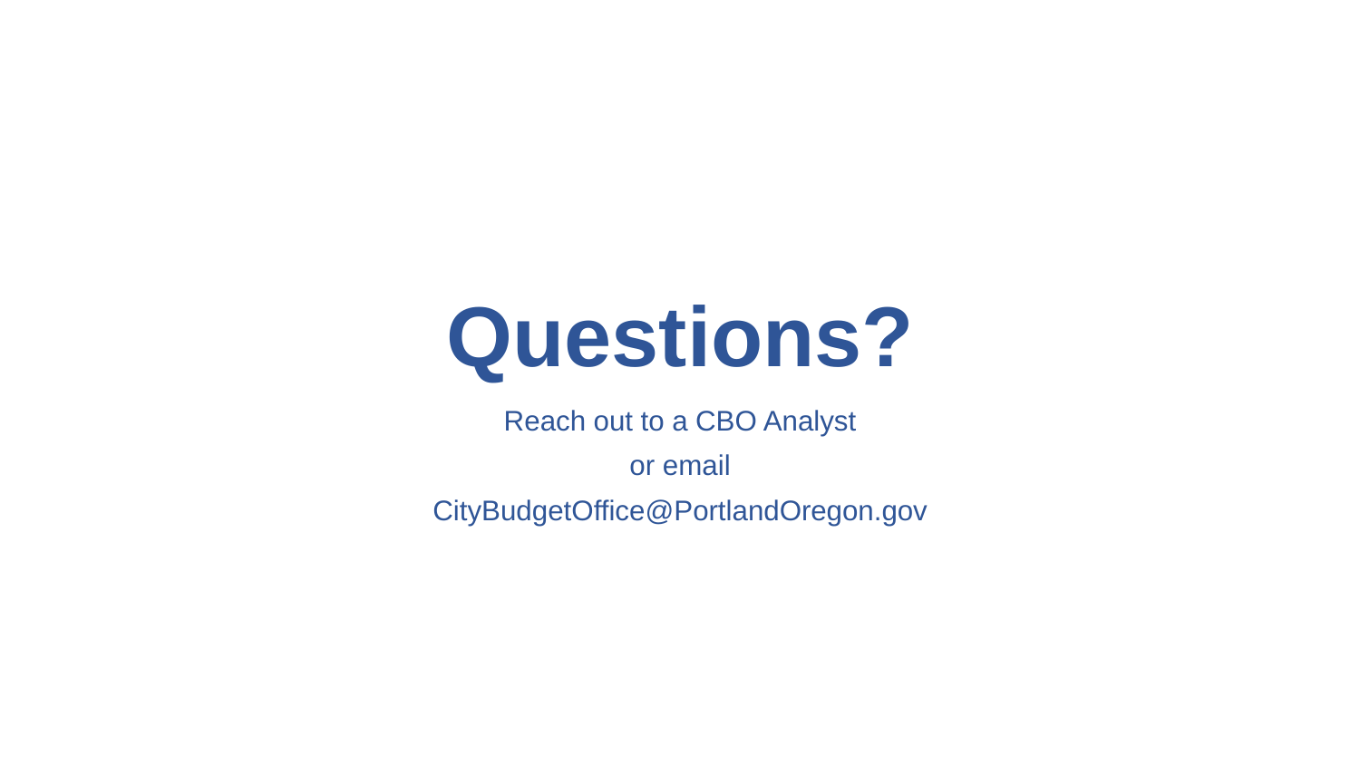# Questions?

Reach out to a CBO Analyst

or email

CityBudgetOffice@PortlandOregon.gov